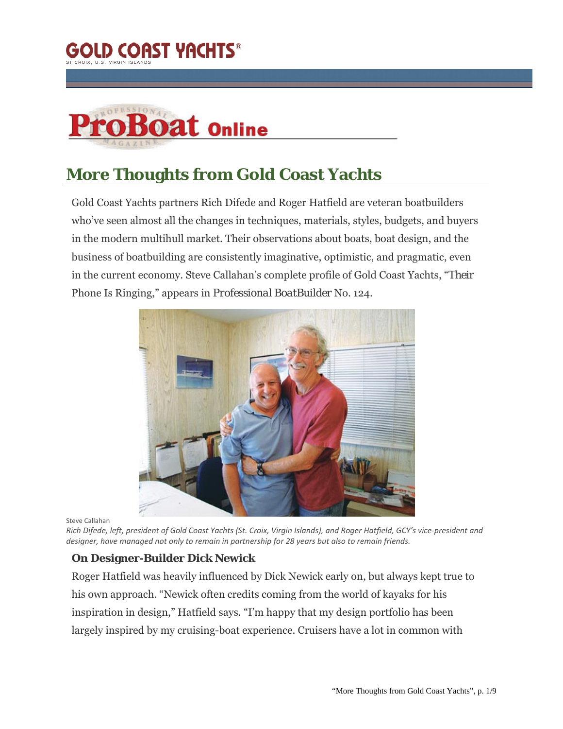GOLD COAST YACHTS®

ST CROIX, U.S. VIRGIN ISLANDS

ProBoat Online

# More Thoughts from Gold Coast Yachts

Gold Coast Yachts partners Rich Difede and Roger Hatfield are veteran boatbuilders who've seen almost all the changes in techniques, materials, styles, budgets, and buyers in the modern multihull market. Their observations about boats, boat design, and the business of boatbuilding are consistently imaginative, optimistic, and pragmatic, even in the current economy. Steve Callahan's complete profile of Gold Coast Yachts, "Their Phone Is Ringing," appears in *Professional BoatBuilder* No. 124.

Steve Callahan

*Rich Difede, left, president of Gold Coast Yachts (St. Croix, Virgin Islands), and Roger Hatfield, GCY's vice-president and designer, have managed not only to remain in partnership for 28 years but also to remain friends.*

### On Designer-Builder Dick Newick

Roger Hatfield was heavily influenced by Dick Newick early on, but always kept true to his own approach. "Newick often credits coming from the world of kayaks for his inspiration in design," Hatfield says. "I'm happy that my design portfolio has been largely inspired by my cruising-boat experience. Cruisers have a lot in common with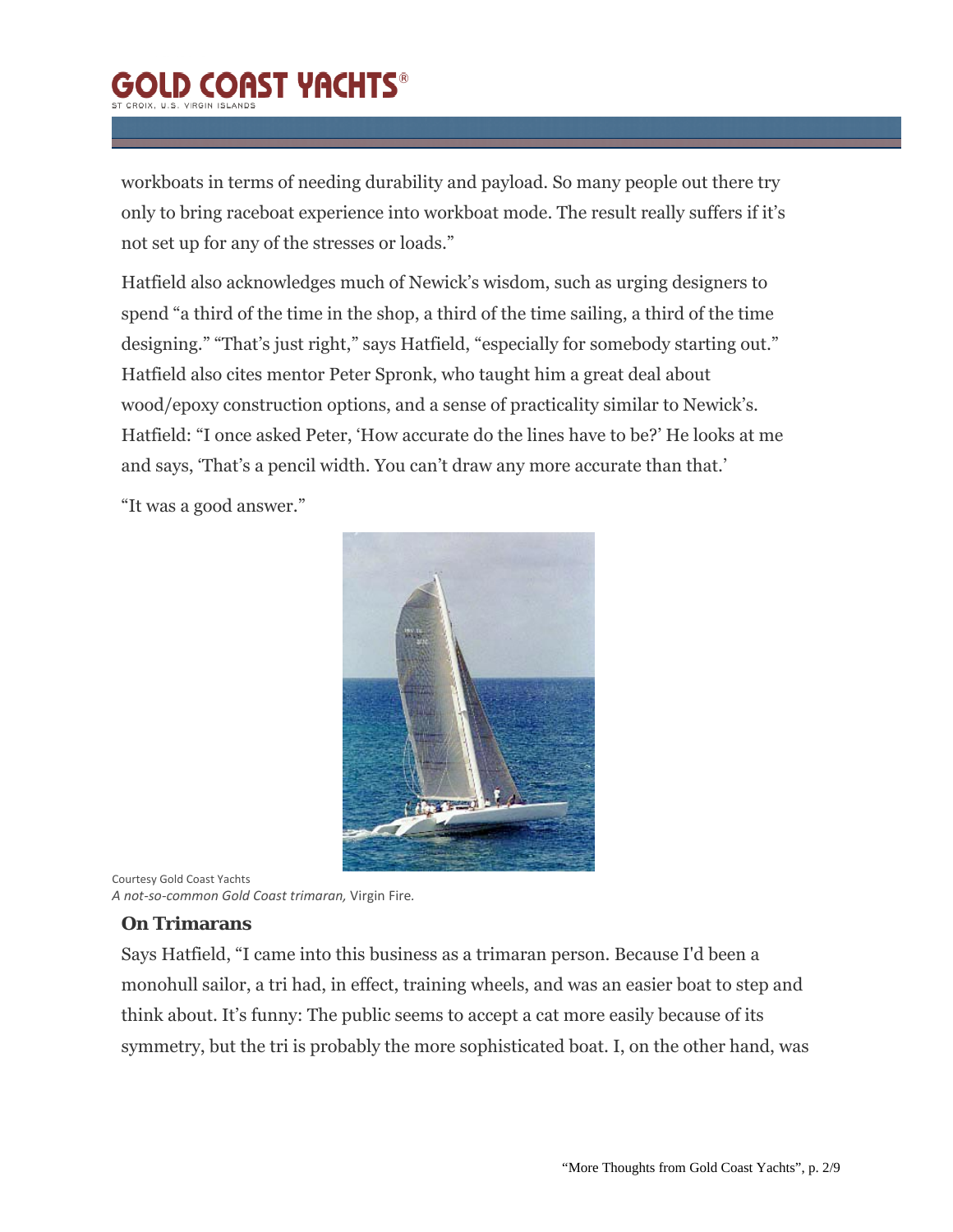workboats in terms of needing durability and payload. So many people out there try only to bring raceboat experience into workboat mode. The result really suffers if it's not set up for any of the stresses or loads."

Hatfield also acknowledges much of Newick's wisdom, such as urging designers to spend "a third of the time in the shop, a third of the time sailing, a third of the time designing." "That's just right," says Hatfield, "especially for somebody starting out." Hatfield also cites mentor Peter Spronk, who taught him a great deal about wood/epoxy construction options, and a sense of practicality similar to Newick's. Hatfield: "I once asked Peter, 'How accurate do the lines have to be?' He looks at me and says, 'That's a pencil width. You can't draw any more accurate than that.'

"It was a good answer."

Courtesy Gold Coast Yachts
*A not-so-common Gold Coast trimaran,* Virgin Fire.

### On Trimarans

Says Hatfield, "I came into this business as a trimaran person. Because I'd been a monohull sailor, a tri had, in effect, training wheels, and was an easier boat to step and think about. It's funny: The public seems to accept a cat more easily because of its symmetry, but the tri is probably the more sophisticated boat. I, on the other hand, was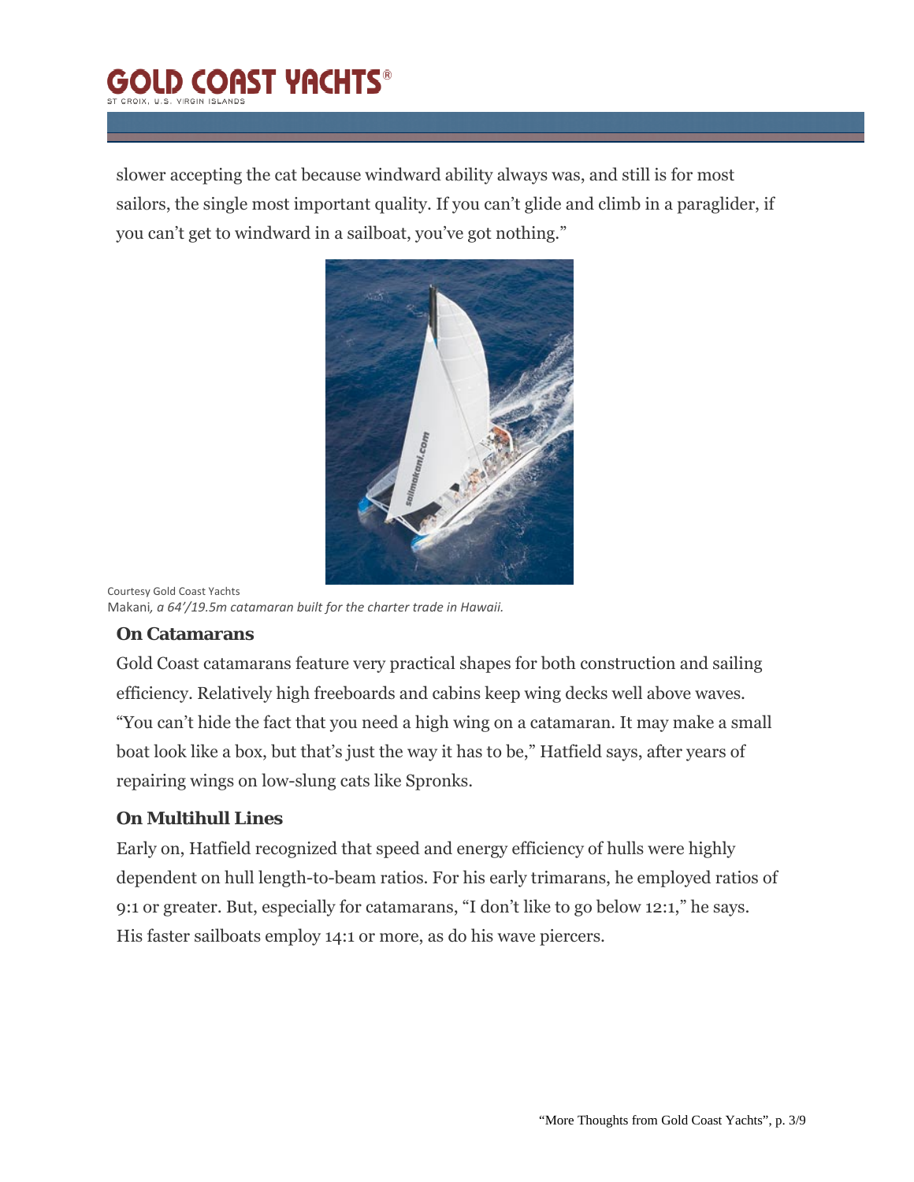slower accepting the cat because windward ability always was, and still is for most sailors, the single most important quality. If you can't glide and climb in a paraglider, if you can't get to windward in a sailboat, you've got nothing."

Courtesy Gold Coast Yachts
Makani*, a 64'/19.5m catamaran built for the charter trade in Hawaii.*

### On Catamarans

Gold Coast catamarans feature very practical shapes for both construction and sailing efficiency. Relatively high freeboards and cabins keep wing decks well above waves. "You can't hide the fact that you need a high wing on a catamaran. It may make a small boat look like a box, but that's just the way it has to be," Hatfield says, after years of repairing wings on low-slung cats like Spronks.

### On Multihull Lines

Early on, Hatfield recognized that speed and energy efficiency of hulls were highly dependent on hull length-to-beam ratios. For his early trimarans, he employed ratios of 9:1 or greater. But, especially for catamarans, "I don't like to go below 12:1," he says. His faster sailboats employ 14:1 or more, as do his wave piercers.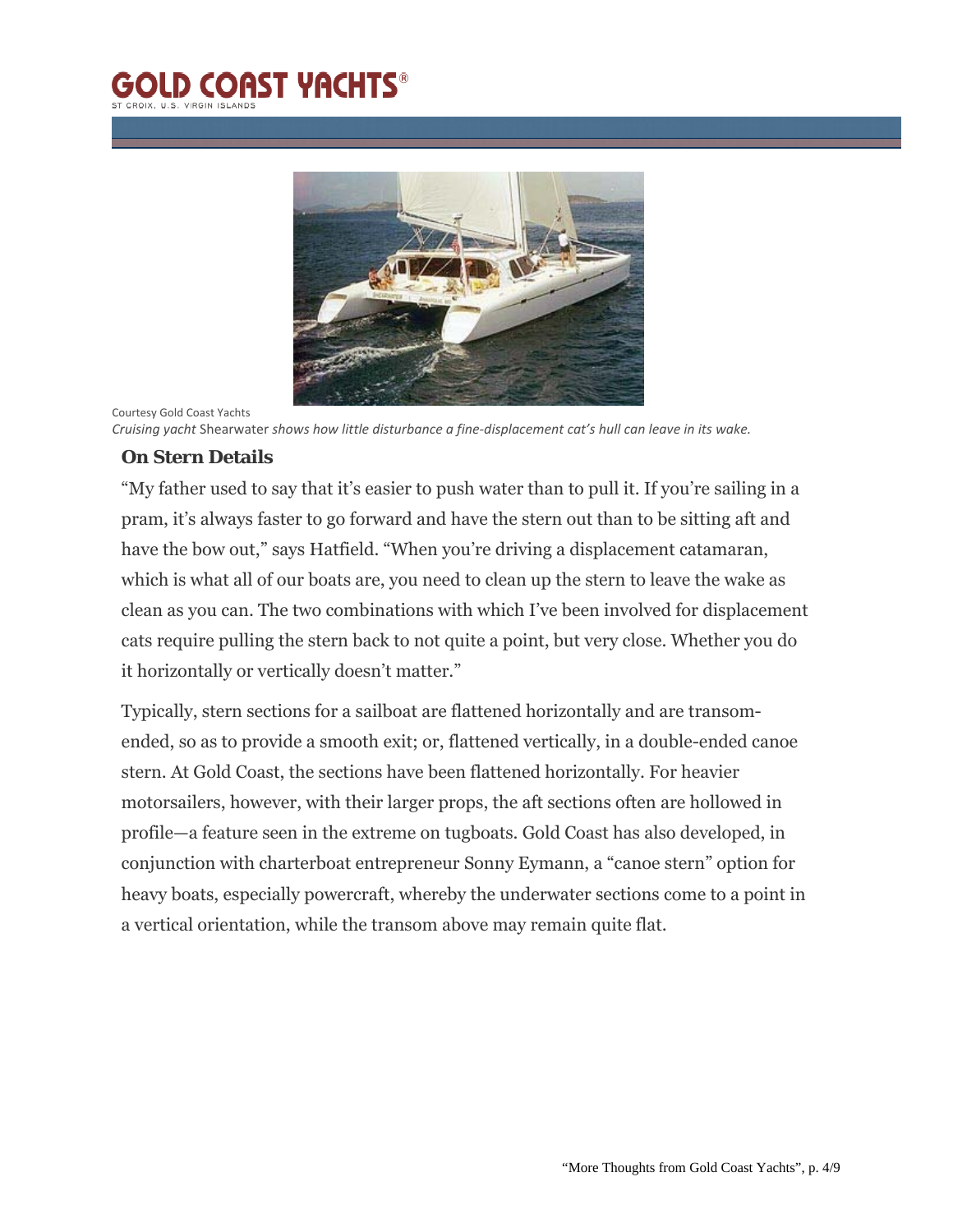Courtesy Gold Coast Yachts

*Cruising yacht* Shearwater *shows how little disturbance a fine-displacement cat's hull can leave in its wake.*

### On Stern Details

"My father used to say that it's easier to push water than to pull it. If you're sailing in a pram, it's always faster to go forward and have the stern out than to be sitting aft and have the bow out," says Hatfield. "When you're driving a displacement catamaran, which is what all of our boats are, you need to clean up the stern to leave the wake as clean as you can. The two combinations with which I've been involved for displacement cats require pulling the stern back to not quite a point, but very close. Whether you do it horizontally or vertically doesn't matter."

Typically, stern sections for a sailboat are flattened horizontally and are transom-ended, so as to provide a smooth exit; or, flattened vertically, in a double-ended canoe stern. At Gold Coast, the sections have been flattened horizontally. For heavier motorsailers, however, with their larger props, the aft sections often are hollowed in profile—a feature seen in the extreme on tugboats. Gold Coast has also developed, in conjunction with charterboat entrepreneur Sonny Eymann, a "canoe stern" option for heavy boats, especially powercraft, whereby the underwater sections come to a point in a vertical orientation, while the transom above may remain quite flat.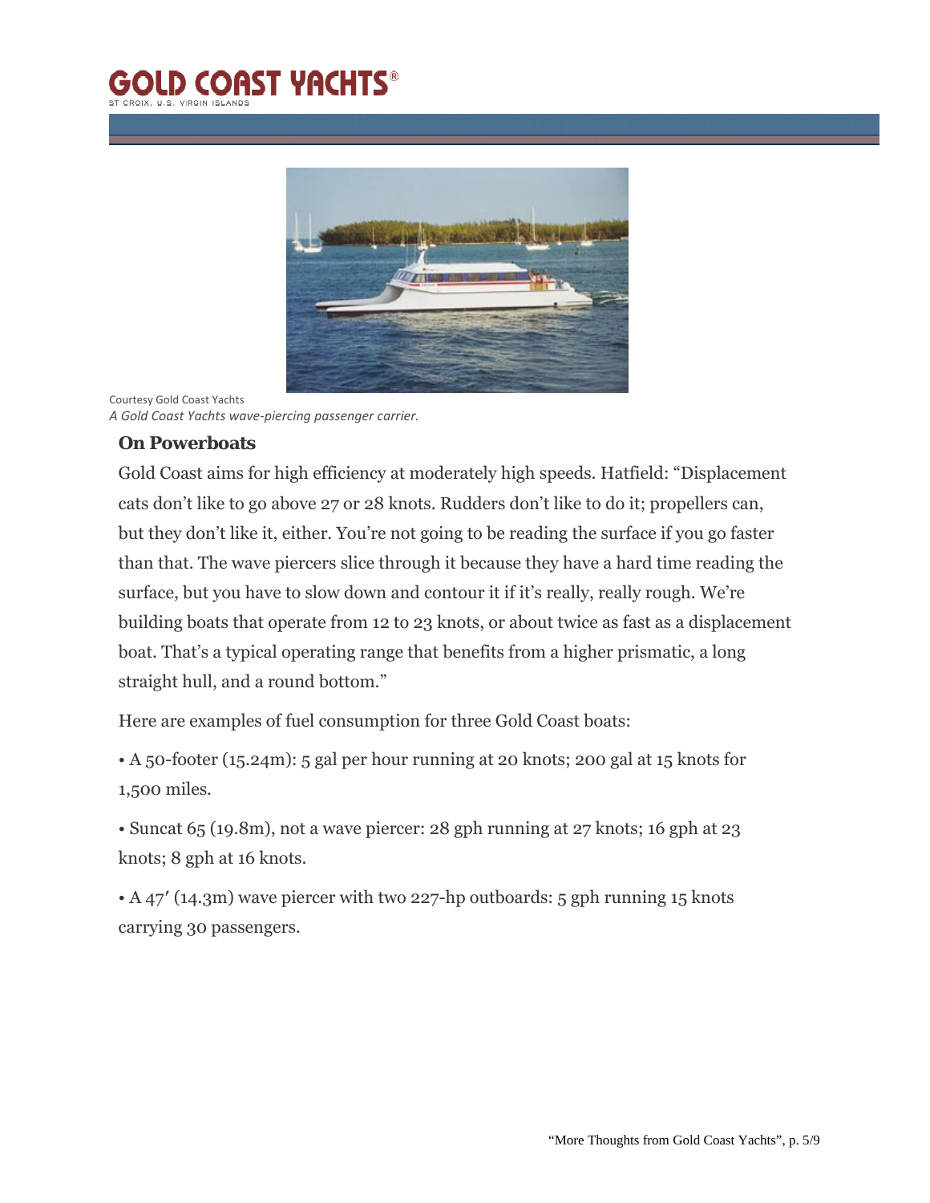Courtesy Gold Coast Yachts

*A Gold Coast Yachts wave-piercing passenger carrier.*

### On Powerboats

Gold Coast aims for high efficiency at moderately high speeds. Hatfield: "Displacement cats don't like to go above 27 or 28 knots. Rudders don't like to do it; propellers can, but they don't like it, either. You're not going to be reading the surface if you go faster than that. The wave piercers slice through it because they have a hard time reading the surface, but you have to slow down and contour it if it's really, really rough. We're building boats that operate from 12 to 23 knots, or about twice as fast as a displacement boat. That's a typical operating range that benefits from a higher prismatic, a long straight hull, and a round bottom."

Here are examples of fuel consumption for three Gold Coast boats:

• A 50-footer (15.24m): 5 gal per hour running at 20 knots; 200 gal at 15 knots for 1,500 miles.

• Suncat 65 (19.8m), not a wave piercer: 28 gph running at 27 knots; 16 gph at 23 knots; 8 gph at 16 knots.

• A 47′ (14.3m) wave piercer with two 227-hp outboards: 5 gph running 15 knots carrying 30 passengers.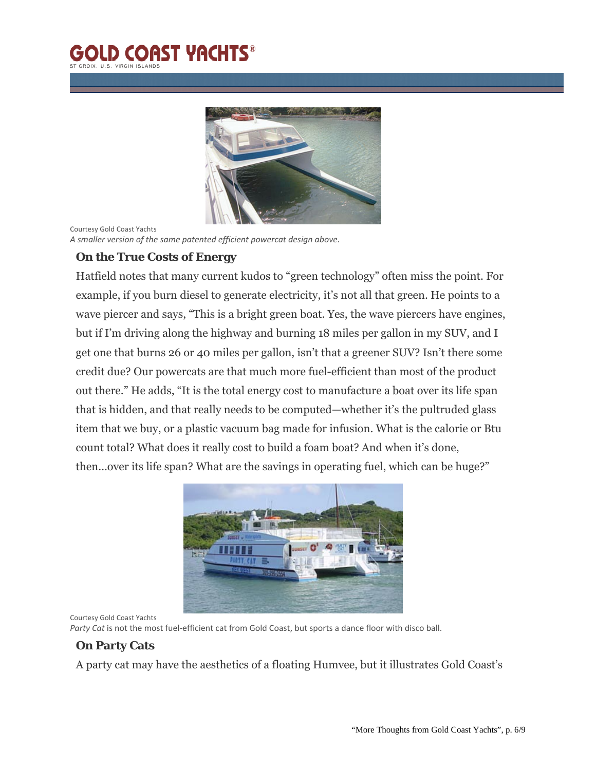Courtesy Gold Coast Yachts
*A smaller version of the same patented efficient powercat design above.*

### On the True Costs of Energy

Hatfield notes that many current kudos to "green technology" often miss the point. For example, if you burn diesel to generate electricity, it's not all that green. He points to a wave piercer and says, "This is a bright green boat. Yes, the wave piercers have engines, but if I'm driving along the highway and burning 18 miles per gallon in my SUV, and I get one that burns 26 or 40 miles per gallon, isn't that a greener SUV? Isn't there some credit due? Our powercats are that much more fuel-efficient than most of the product out there." He adds, "It is the total energy cost to manufacture a boat over its life span that is hidden, and that really needs to be computed—whether it's the pultruded glass item that we buy, or a plastic vacuum bag made for infusion. What is the calorie or Btu count total? What does it really cost to build a foam boat? And when it's done, then...over its life span? What are the savings in operating fuel, which can be huge?"

Courtesy Gold Coast Yachts
*Party Cat* is not the most fuel-efficient cat from Gold Coast, but sports a dance floor with disco ball.

### On Party Cats

A party cat may have the aesthetics of a floating Humvee, but it illustrates Gold Coast's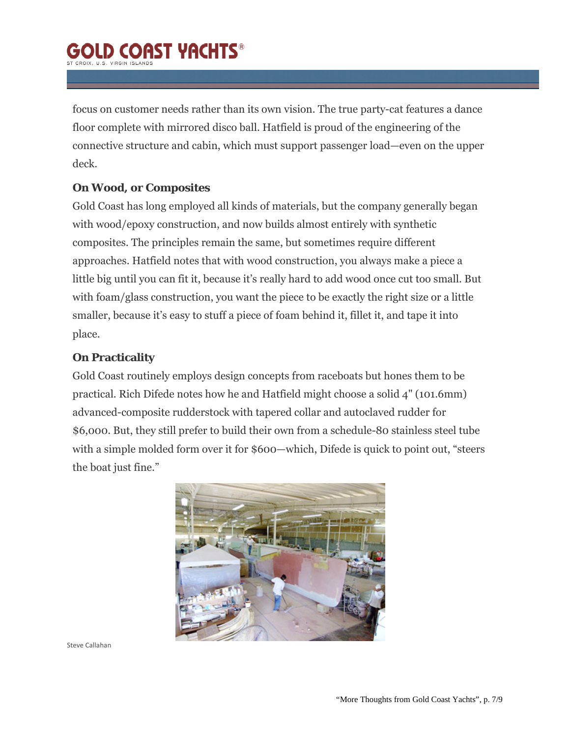focus on customer needs rather than its own vision. The true party-cat features a dance floor complete with mirrored disco ball. Hatfield is proud of the engineering of the connective structure and cabin, which must support passenger load—even on the upper deck.

**On Wood, or Composites**

Gold Coast has long employed all kinds of materials, but the company generally began with wood/epoxy construction, and now builds almost entirely with synthetic composites. The principles remain the same, but sometimes require different approaches. Hatfield notes that with wood construction, you always make a piece a little big until you can fit it, because it's really hard to add wood once cut too small. But with foam/glass construction, you want the piece to be exactly the right size or a little smaller, because it's easy to stuff a piece of foam behind it, fillet it, and tape it into place.

**On Practicality**

Gold Coast routinely employs design concepts from raceboats but hones them to be practical. Rich Difede notes how he and Hatfield might choose a solid 4" (101.6mm) advanced-composite rudderstock with tapered collar and autoclaved rudder for $6,000. But, they still prefer to build their own from a schedule-80 stainless steel tube with a simple molded form over it for $600—which, Difede is quick to point out, "steers the boat just fine."

Steve Callahan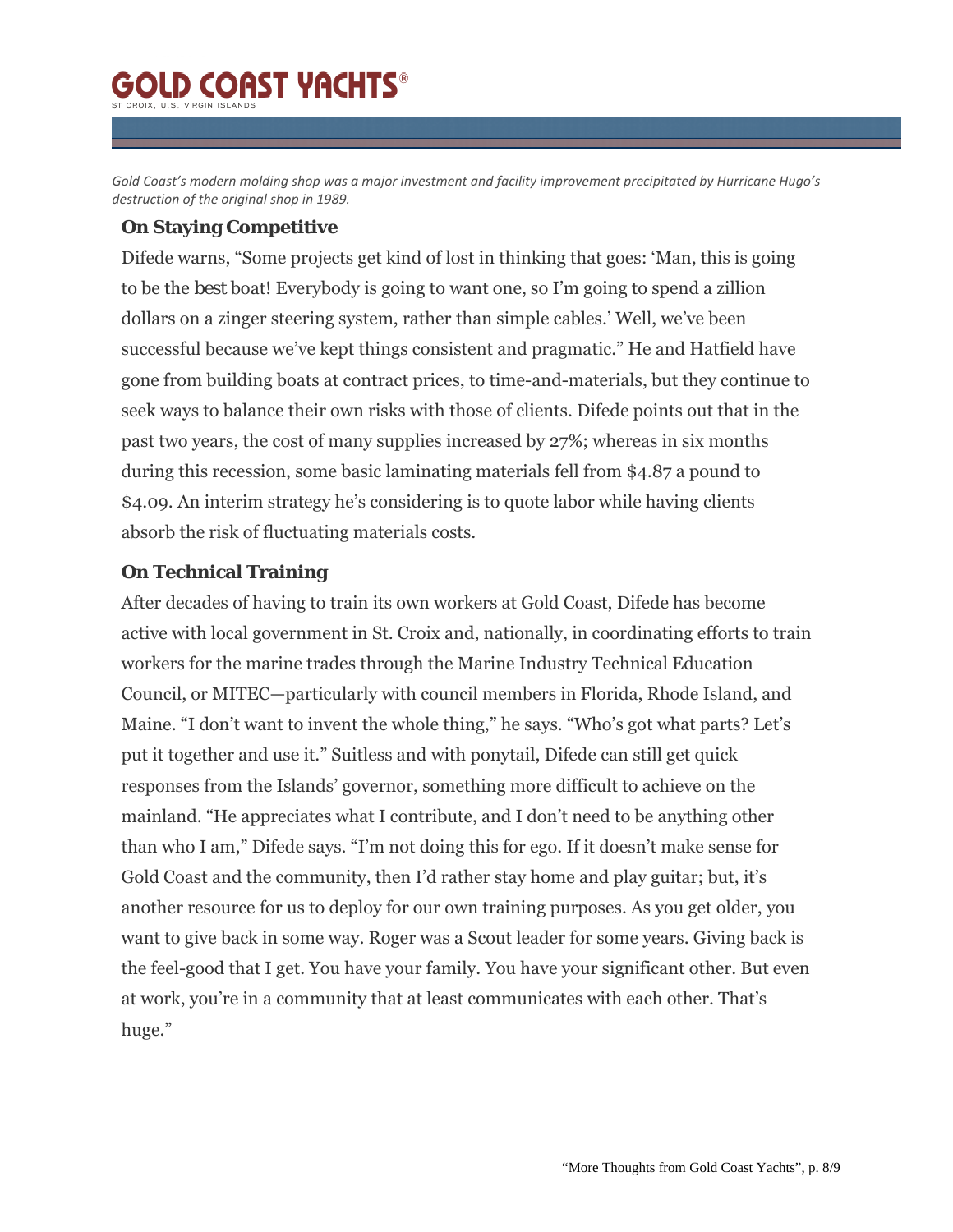*Gold Coast's modern molding shop was a major investment and facility improvement precipitated by Hurricane Hugo's destruction of the original shop in 1989.*

### On Staying Competitive

Difede warns, "Some projects get kind of lost in thinking that goes: 'Man, this is going to be the *best* boat! Everybody is going to want one, so I'm going to spend a zillion dollars on a zinger steering system, rather than simple cables.' Well, we've been successful because we've kept things consistent and pragmatic." He and Hatfield have gone from building boats at contract prices, to time-and-materials, but they continue to seek ways to balance their own risks with those of clients. Difede points out that in the past two years, the cost of many supplies increased by 27%; whereas in six months during this recession, some basic laminating materials fell from $4.87 a pound to $4.09. An interim strategy he's considering is to quote labor while having clients absorb the risk of fluctuating materials costs.

### On Technical Training

After decades of having to train its own workers at Gold Coast, Difede has become active with local government in St. Croix and, nationally, in coordinating efforts to train workers for the marine trades through the Marine Industry Technical Education Council, or MITEC—particularly with council members in Florida, Rhode Island, and Maine. "I don't want to invent the whole thing," he says. "Who's got what parts? Let's put it together and use it." Suitless and with ponytail, Difede can still get quick responses from the Islands' governor, something more difficult to achieve on the mainland. "He appreciates what I contribute, and I don't need to be anything other than who I am," Difede says. "I'm not doing this for ego. If it doesn't make sense for Gold Coast and the community, then I'd rather stay home and play guitar; but, it's another resource for us to deploy for our own training purposes. As you get older, you want to give back in some way. Roger was a Scout leader for some years. Giving back is the feel-good that I get. You have your family. You have your significant other. But even at work, you're in a community that at least communicates with each other. That's huge."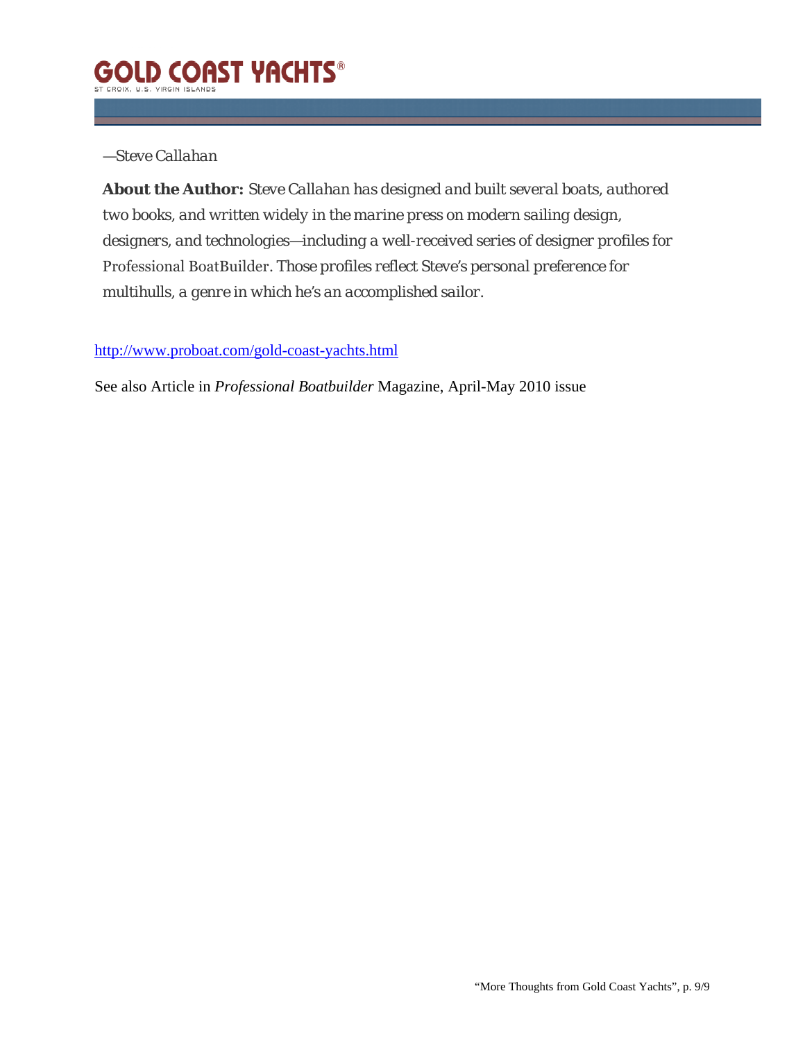*—Steve Callahan*

**About the Author:** *Steve Callahan has designed and built several boats, authored two books, and written widely in the marine press on modern sailing design, designers, and technologies—including a well-received series of designer profiles for* Professional BoatBuilder*. Those profiles reflect Steve's personal preference for multihulls, a genre in which he's an accomplished sailor.*

http://www.proboat.com/gold-coast-yachts.html

See also Article in *Professional Boatbuilder* Magazine, April-May 2010 issue